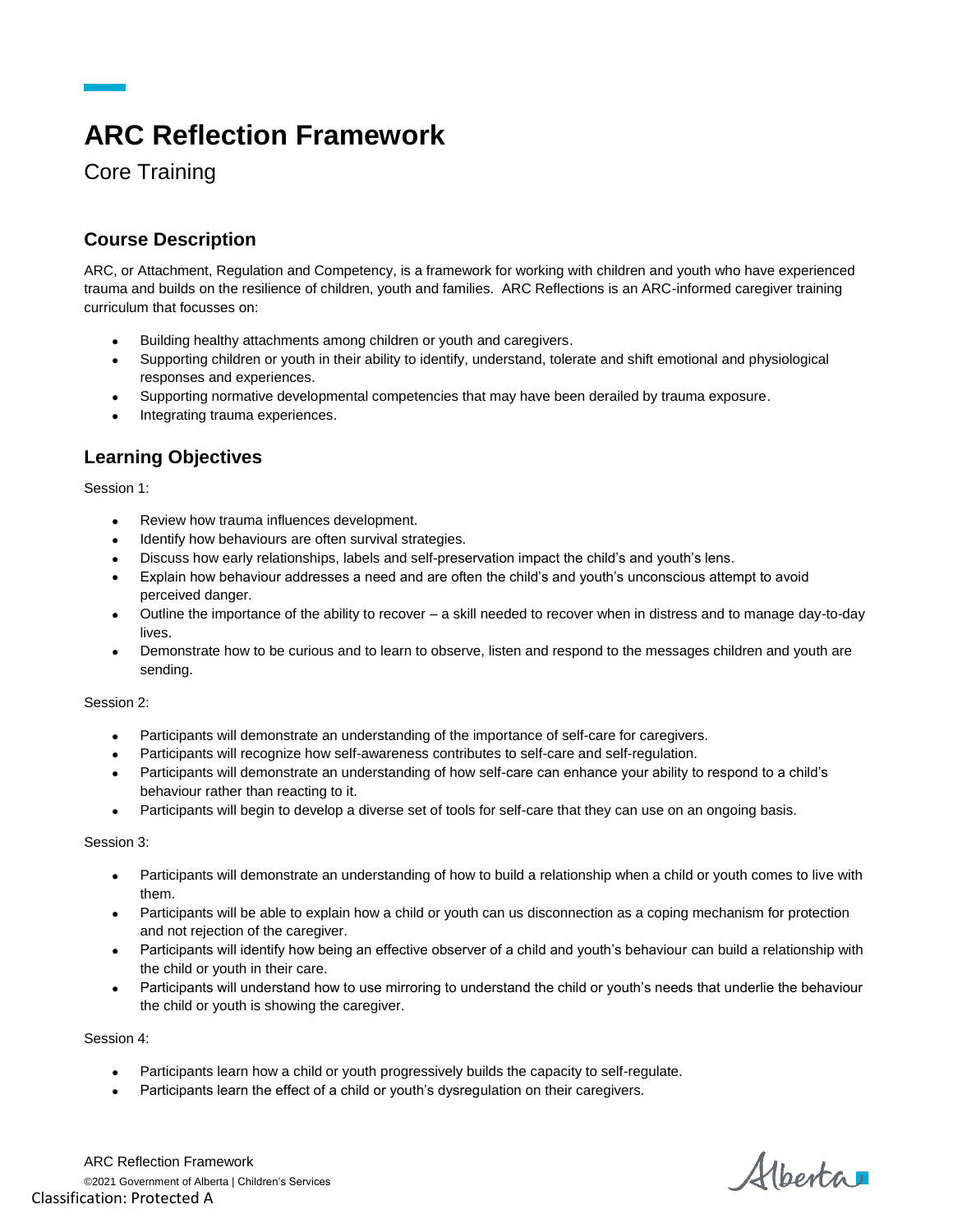# ARC Reflection Framework

Core Training

## Course Description

ARC, or Attachment, Regulation and Competency, is a framework for working with children and youth who have experienced trauma and builds on the resilience of children, youth and families. ARC Reflections is an ARC-informed caregiver training curriculum that focusses on:

- Building healthy attachments among children or youth and caregivers.
- Supporting children or youth in their ability to identify, understand, tolerate and shift emotional and physiological responses and experiences.
- Supporting normative developmental competencies that may have been derailed by trauma exposure.
- Integrating trauma experiences.

## Learning Objectives

Session 1:

- Review how trauma influences development.
- Identify how behaviours are often survival strategies.
- Discuss how early relationships, labels and self-preservation impact the child's and youth's lens.
- Explain how behaviour addresses a need and are often the child's and youth's unconscious attempt to avoid perceived danger.
- Outline the importance of the ability to recover – a skill needed to recover when in distress and to manage day-to-day lives.
- Demonstrate how to be curious and to learn to observe, listen and respond to the messages children and youth are sending.

Session 2:

- Participants will demonstrate an understanding of the importance of self-care for caregivers.
- Participants will recognize how self-awareness contributes to self-care and self-regulation.
- Participants will demonstrate an understanding of how self-care can enhance your ability to respond to a child's behaviour rather than reacting to it.
- Participants will begin to develop a diverse set of tools for self-care that they can use on an ongoing basis.

Session 3:

- Participants will demonstrate an understanding of how to build a relationship when a child or youth comes to live with them.
- Participants will be able to explain how a child or youth can us disconnection as a coping mechanism for protection and not rejection of the caregiver.
- Participants will identify how being an effective observer of a child and youth's behaviour can build a relationship with the child or youth in their care.
- Participants will understand how to use mirroring to understand the child or youth's needs that underlie the behaviour the child or youth is showing the caregiver.

Session 4:

- Participants learn how a child or youth progressively builds the capacity to self-regulate.
- Participants learn the effect of a child or youth's dysregulation on their caregivers.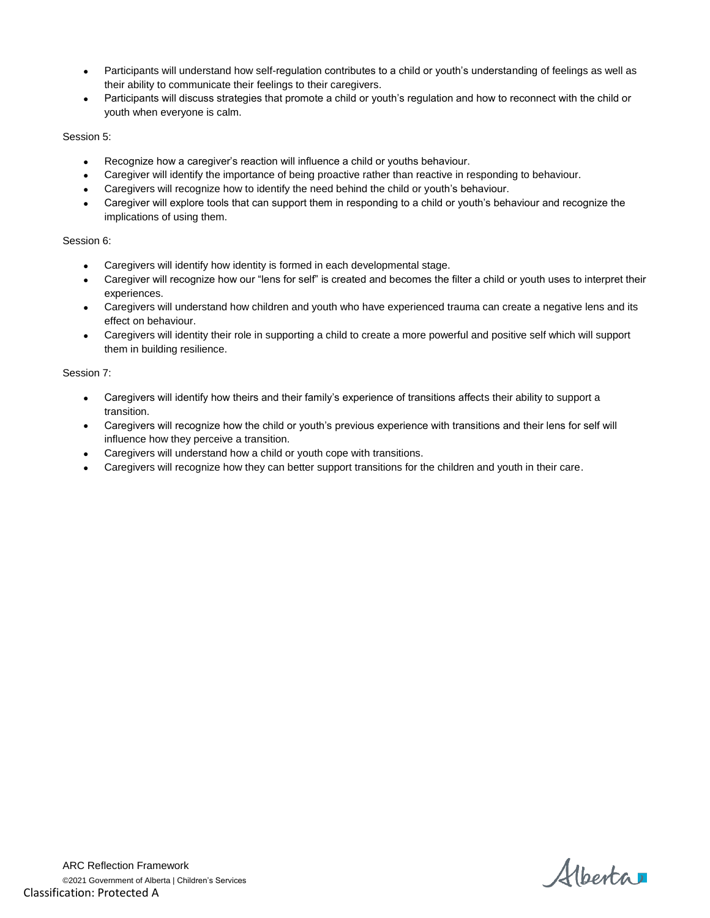- Participants will understand how self-regulation contributes to a child or youth's understanding of feelings as well as their ability to communicate their feelings to their caregivers.
- Participants will discuss strategies that promote a child or youth's regulation and how to reconnect with the child or youth when everyone is calm.

Session 5:

- Recognize how a caregiver's reaction will influence a child or youths behaviour.
- Caregiver will identify the importance of being proactive rather than reactive in responding to behaviour.
- Caregivers will recognize how to identify the need behind the child or youth's behaviour.
- Caregiver will explore tools that can support them in responding to a child or youth's behaviour and recognize the implications of using them.

Session 6:

- Caregivers will identify how identity is formed in each developmental stage.
- Caregiver will recognize how our "lens for self" is created and becomes the filter a child or youth uses to interpret their experiences.
- Caregivers will understand how children and youth who have experienced trauma can create a negative lens and its effect on behaviour.
- Caregivers will identity their role in supporting a child to create a more powerful and positive self which will support them in building resilience.

Session 7:

- Caregivers will identify how theirs and their family's experience of transitions affects their ability to support a transition.
- Caregivers will recognize how the child or youth's previous experience with transitions and their lens for self will influence how they perceive a transition.
- Caregivers will understand how a child or youth cope with transitions.
- Caregivers will recognize how they can better support transitions for the children and youth in their care.